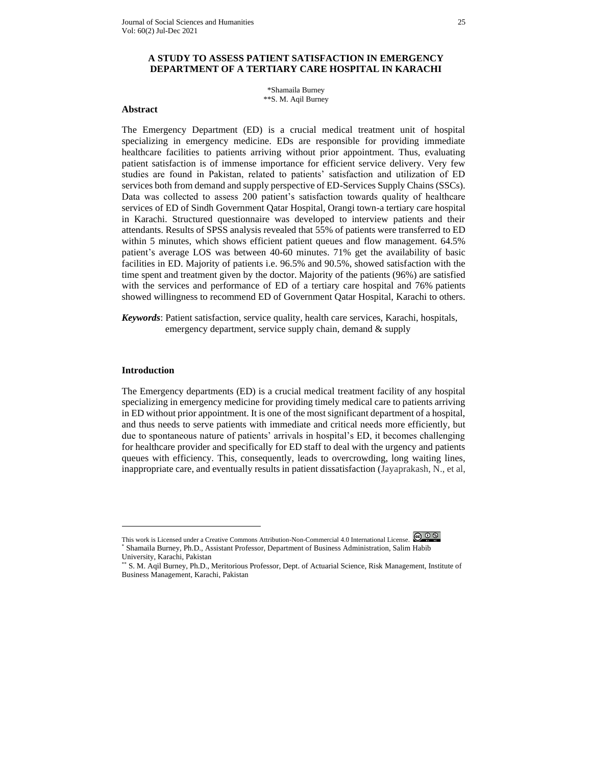# A STUDY TO ASSESS PATIENT SATISFACTION IN EMERGENCY DEPARTMENT OF A TERTIARY CARE HOSPITAL IN KARACHI

*Shamaila Burney
**S. M. Aqil Burney

## Abstract

The Emergency Department (ED) is a crucial medical treatment unit of hospital specializing in emergency medicine. EDs are responsible for providing immediate healthcare facilities to patients arriving without prior appointment. Thus, evaluating patient satisfaction is of immense importance for efficient service delivery. Very few studies are found in Pakistan, related to patients' satisfaction and utilization of ED services both from demand and supply perspective of ED-Services Supply Chains (SSCs). Data was collected to assess 200 patient's satisfaction towards quality of healthcare services of ED of Sindh Government Qatar Hospital, Orangi town-a tertiary care hospital in Karachi. Structured questionnaire was developed to interview patients and their attendants. Results of SPSS analysis revealed that 55% of patients were transferred to ED within 5 minutes, which shows efficient patient queues and flow management. 64.5% patient's average LOS was between 40-60 minutes. 71% get the availability of basic facilities in ED. Majority of patients i.e. 96.5% and 90.5%, showed satisfaction with the time spent and treatment given by the doctor. Majority of the patients (96%) are satisfied with the services and performance of ED of a tertiary care hospital and 76% patients showed willingness to recommend ED of Government Qatar Hospital, Karachi to others.

***Keywords***: Patient satisfaction, service quality, health care services, Karachi, hospitals, emergency department, service supply chain, demand & supply

## Introduction

The Emergency departments (ED) is a crucial medical treatment facility of any hospital specializing in emergency medicine for providing timely medical care to patients arriving in ED without prior appointment. It is one of the most significant department of a hospital, and thus needs to serve patients with immediate and critical needs more efficiently, but due to spontaneous nature of patients' arrivals in hospital's ED, it becomes challenging for healthcare provider and specifically for ED staff to deal with the urgency and patients queues with efficiency. This, consequently, leads to overcrowding, long waiting lines, inappropriate care, and eventually results in patient dissatisfaction (Jayaprakash, N., et al,

---

This work is Licensed under a Creative Commons Attribution-Non-Commercial 4.0 International License.

\* Shamaila Burney, Ph.D., Assistant Professor, Department of Business Administration, Salim Habib University, Karachi, Pakistan

\*\* S. M. Aqil Burney, Ph.D., Meritorious Professor, Dept. of Actuarial Science, Risk Management, Institute of Business Management, Karachi, Pakistan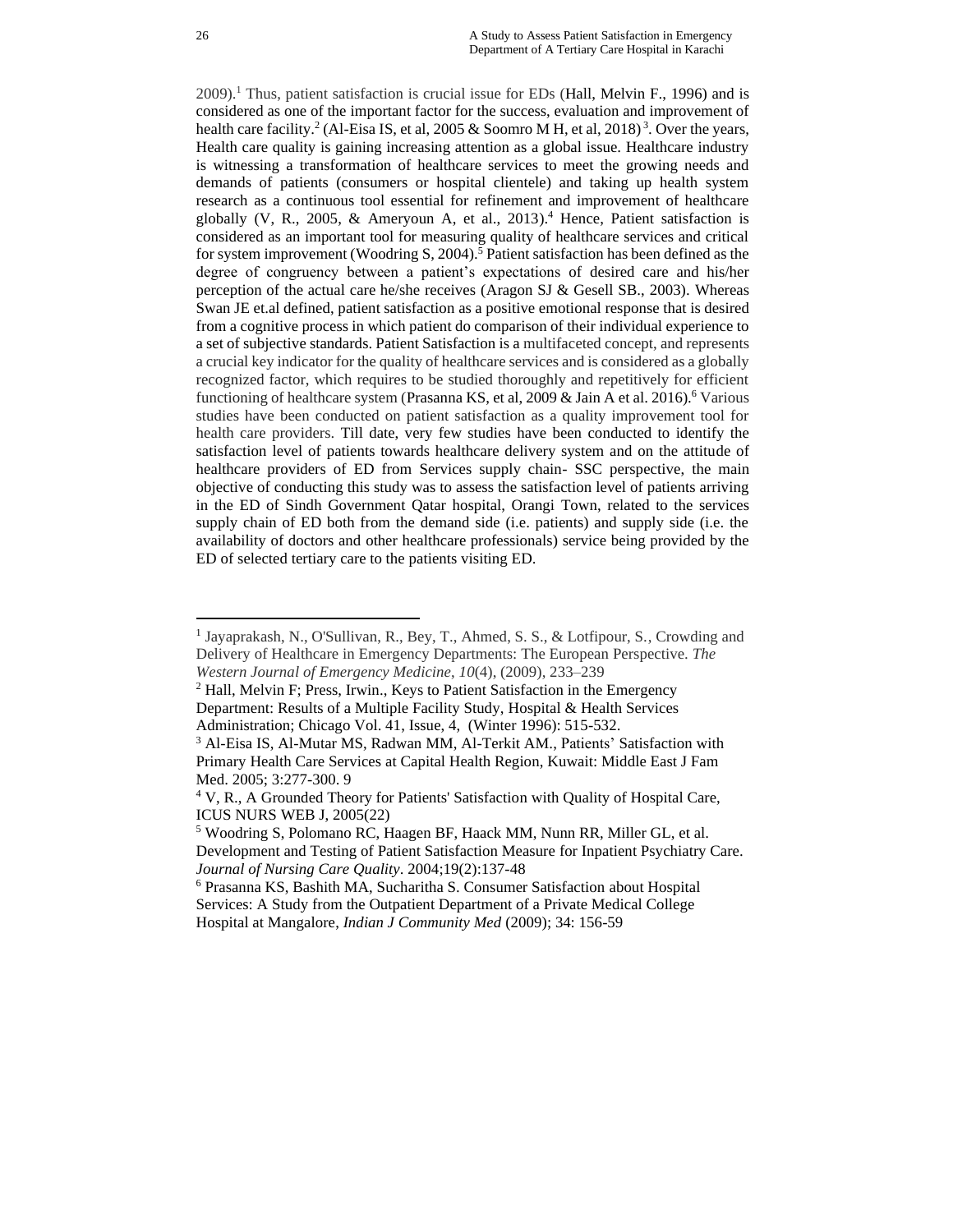2009).[1] Thus, patient satisfaction is crucial issue for EDs (Hall, Melvin F., 1996) and is considered as one of the important factor for the success, evaluation and improvement of health care facility.[2] (Al-Eisa IS, et al, 2005 & Soomro M H, et al, 2018)[3]. Over the years, Health care quality is gaining increasing attention as a global issue. Healthcare industry is witnessing a transformation of healthcare services to meet the growing needs and demands of patients (consumers or hospital clientele) and taking up health system research as a continuous tool essential for refinement and improvement of healthcare globally (V, R., 2005, & Ameryoun A, et al., 2013).[4] Hence, Patient satisfaction is considered as an important tool for measuring quality of healthcare services and critical for system improvement (Woodring S, 2004).[5] Patient satisfaction has been defined as the degree of congruency between a patient's expectations of desired care and his/her perception of the actual care he/she receives (Aragon SJ & Gesell SB., 2003). Whereas Swan JE et.al defined, patient satisfaction as a positive emotional response that is desired from a cognitive process in which patient do comparison of their individual experience to a set of subjective standards. Patient Satisfaction is a multifaceted concept, and represents a crucial key indicator for the quality of healthcare services and is considered as a globally recognized factor, which requires to be studied thoroughly and repetitively for efficient functioning of healthcare system (Prasanna KS, et al, 2009 & Jain A et al. 2016).[6] Various studies have been conducted on patient satisfaction as a quality improvement tool for health care providers. Till date, very few studies have been conducted to identify the satisfaction level of patients towards healthcare delivery system and on the attitude of healthcare providers of ED from Services supply chain- SSC perspective, the main objective of conducting this study was to assess the satisfaction level of patients arriving in the ED of Sindh Government Qatar hospital, Orangi Town, related to the services supply chain of ED both from the demand side (i.e. patients) and supply side (i.e. the availability of doctors and other healthcare professionals) service being provided by the ED of selected tertiary care to the patients visiting ED.

---

[1] Jayaprakash, N., O'Sullivan, R., Bey, T., Ahmed, S. S., & Lotfipour, S., Crowding and Delivery of Healthcare in Emergency Departments: The European Perspective. *The Western Journal of Emergency Medicine*, *10*(4), (2009), 233–239

[2] Hall, Melvin F; Press, Irwin., Keys to Patient Satisfaction in the Emergency Department: Results of a Multiple Facility Study, Hospital & Health Services Administration; Chicago Vol. 41, Issue, 4, (Winter 1996): 515-532.

[3] Al-Eisa IS, Al-Mutar MS, Radwan MM, Al-Terkit AM., Patients' Satisfaction with Primary Health Care Services at Capital Health Region, Kuwait: Middle East J Fam Med. 2005; 3:277-300. 9

[4] V, R., A Grounded Theory for Patients' Satisfaction with Quality of Hospital Care, ICUS NURS WEB J, 2005(22)

[5] Woodring S, Polomano RC, Haagen BF, Haack MM, Nunn RR, Miller GL, et al. Development and Testing of Patient Satisfaction Measure for Inpatient Psychiatry Care. *Journal of Nursing Care Quality*. 2004;19(2):137-48

[6] Prasanna KS, Bashith MA, Sucharitha S. Consumer Satisfaction about Hospital Services: A Study from the Outpatient Department of a Private Medical College Hospital at Mangalore, *Indian J Community Med* (2009); 34: 156-59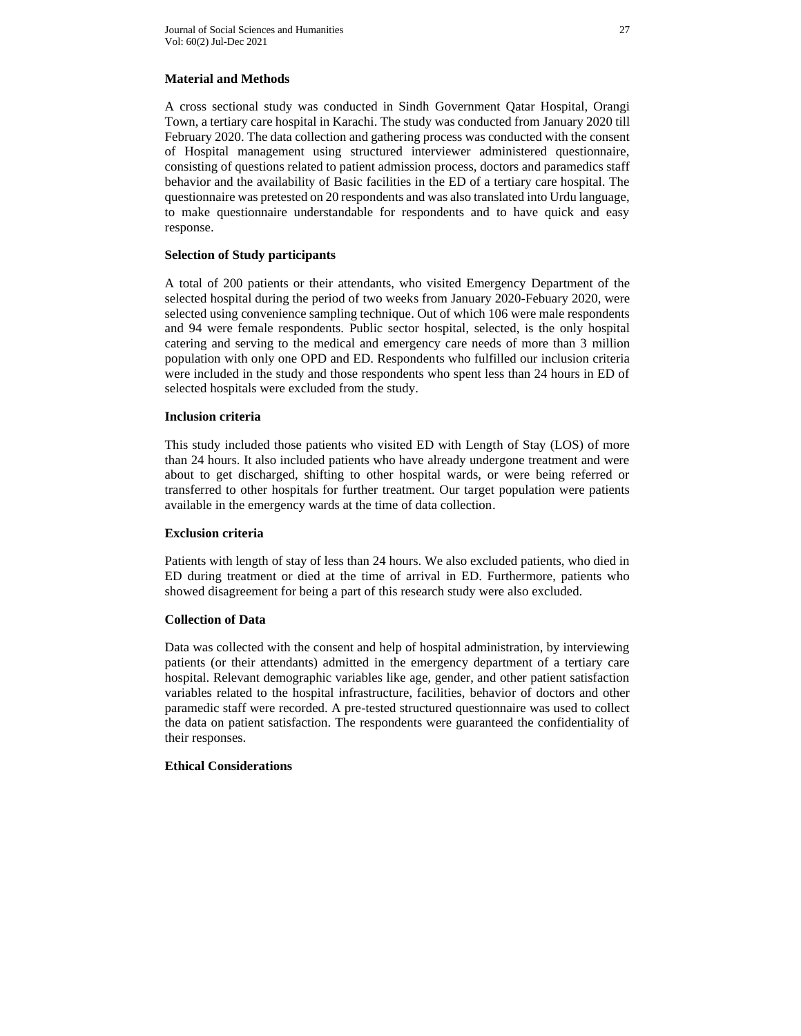## Material and Methods

A cross sectional study was conducted in Sindh Government Qatar Hospital, Orangi Town, a tertiary care hospital in Karachi. The study was conducted from January 2020 till February 2020. The data collection and gathering process was conducted with the consent of Hospital management using structured interviewer administered questionnaire, consisting of questions related to patient admission process, doctors and paramedics staff behavior and the availability of Basic facilities in the ED of a tertiary care hospital. The questionnaire was pretested on 20 respondents and was also translated into Urdu language, to make questionnaire understandable for respondents and to have quick and easy response.

## Selection of Study participants

A total of 200 patients or their attendants, who visited Emergency Department of the selected hospital during the period of two weeks from January 2020-Febuary 2020, were selected using convenience sampling technique. Out of which 106 were male respondents and 94 were female respondents. Public sector hospital, selected, is the only hospital catering and serving to the medical and emergency care needs of more than 3 million population with only one OPD and ED. Respondents who fulfilled our inclusion criteria were included in the study and those respondents who spent less than 24 hours in ED of selected hospitals were excluded from the study.

## Inclusion criteria

This study included those patients who visited ED with Length of Stay (LOS) of more than 24 hours. It also included patients who have already undergone treatment and were about to get discharged, shifting to other hospital wards, or were being referred or transferred to other hospitals for further treatment. Our target population were patients available in the emergency wards at the time of data collection.

## Exclusion criteria

Patients with length of stay of less than 24 hours. We also excluded patients, who died in ED during treatment or died at the time of arrival in ED. Furthermore, patients who showed disagreement for being a part of this research study were also excluded.

## Collection of Data

Data was collected with the consent and help of hospital administration, by interviewing patients (or their attendants) admitted in the emergency department of a tertiary care hospital. Relevant demographic variables like age, gender, and other patient satisfaction variables related to the hospital infrastructure, facilities, behavior of doctors and other paramedic staff were recorded. A pre-tested structured questionnaire was used to collect the data on patient satisfaction. The respondents were guaranteed the confidentiality of their responses.

## Ethical Considerations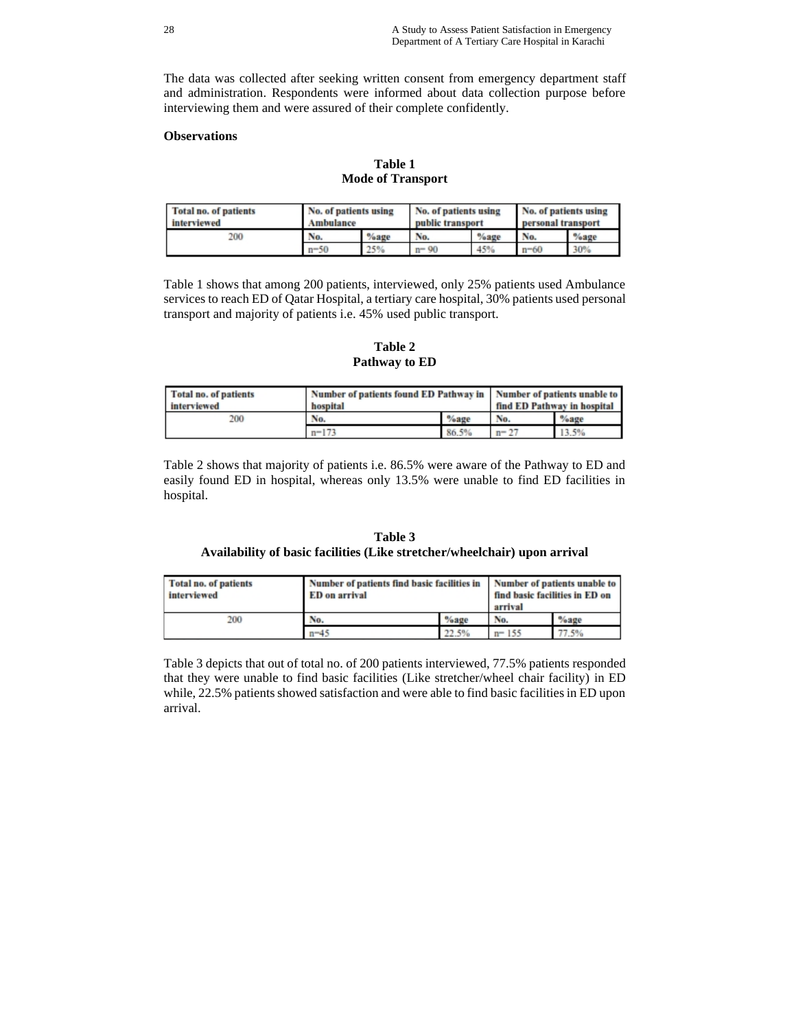The data was collected after seeking written consent from emergency department staff and administration. Respondents were informed about data collection purpose before interviewing them and were assured of their complete confidently.

**Observations**

**Table 1**
**Mode of Transport**

| Total no. of patients interviewed | No. of patients using Ambulance | | No. of patients using public transport | | No. of patients using personal transport | |
|---|---|---|---|---|---|---|
| 200 | No. | %age | No. | %age | No. | %age |
| | n=50 | 25% | n= 90 | 45% | n=60 | 30% |

Table 1 shows that among 200 patients, interviewed, only 25% patients used Ambulance services to reach ED of Qatar Hospital, a tertiary care hospital, 30% patients used personal transport and majority of patients i.e. 45% used public transport.

**Table 2**
**Pathway to ED**

| Total no. of patients interviewed | Number of patients found ED Pathway in hospital | | Number of patients unable to find ED Pathway in hospital | |
|---|---|---|---|---|
| 200 | No. | %age | No. | %age |
| | n=173 | 86.5% | n= 27 | 13.5% |

Table 2 shows that majority of patients i.e. 86.5% were aware of the Pathway to ED and easily found ED in hospital, whereas only 13.5% were unable to find ED facilities in hospital.

**Table 3**
**Availability of basic facilities (Like stretcher/wheelchair) upon arrival**

| Total no. of patients interviewed | Number of patients find basic facilities in ED on arrival | | Number of patients unable to find basic facilities in ED on arrival | |
|---|---|---|---|---|
| 200 | No. | %age | No. | %age |
| | n=45 | 22.5% | n= 155 | 77.5% |

Table 3 depicts that out of total no. of 200 patients interviewed, 77.5% patients responded that they were unable to find basic facilities (Like stretcher/wheel chair facility) in ED while, 22.5% patients showed satisfaction and were able to find basic facilities in ED upon arrival.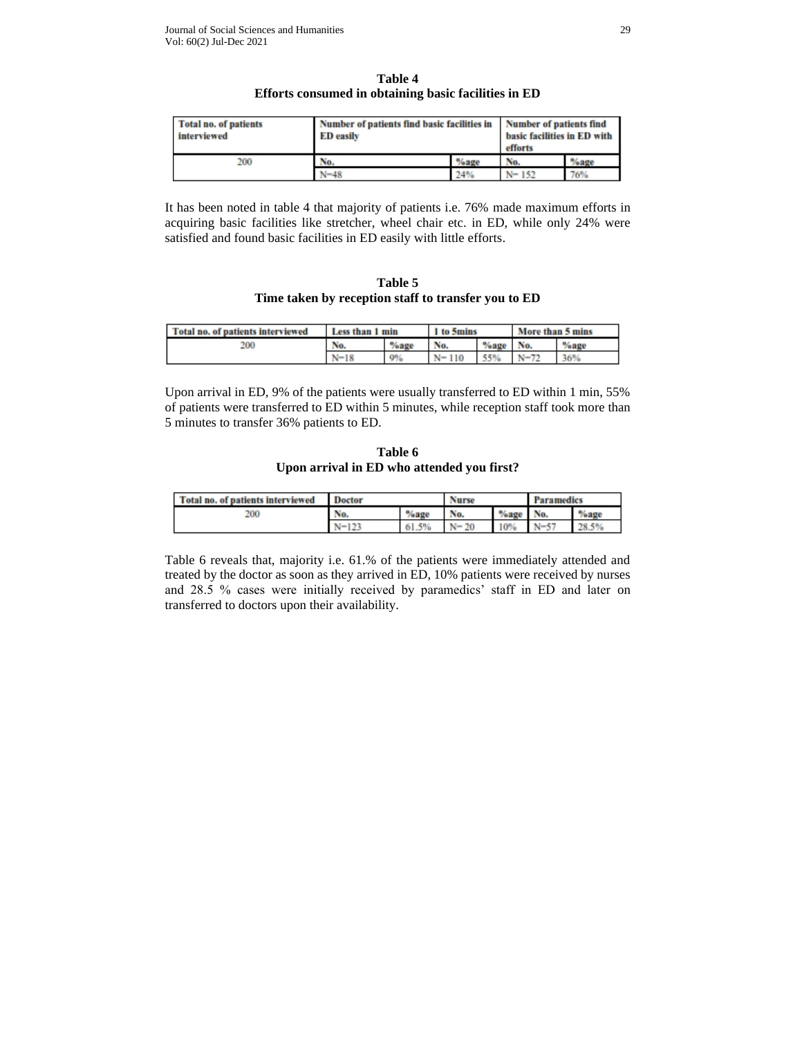**Table 4**
**Efforts consumed in obtaining basic facilities in ED**

| Total no. of patients interviewed | Number of patients find basic facilities in ED easily | | Number of patients find basic facilities in ED with efforts | |
|---|---|---|---|---|
| 200 | No. | %age | No. | %age |
| | N=48 | 24% | N= 152 | 76% |

It has been noted in table 4 that majority of patients i.e. 76% made maximum efforts in acquiring basic facilities like stretcher, wheel chair etc. in ED, while only 24% were satisfied and found basic facilities in ED easily with little efforts.

**Table 5**
**Time taken by reception staff to transfer you to ED**

| Total no. of patients interviewed | Less than 1 min | | 1 to 5mins | | More than 5 mins | |
|---|---|---|---|---|---|---|
| 200 | No. | %age | No. | %age | No. | %age |
| | N=18 | 9% | N= 110 | 55% | N=72 | 36% |

Upon arrival in ED, 9% of the patients were usually transferred to ED within 1 min, 55% of patients were transferred to ED within 5 minutes, while reception staff took more than 5 minutes to transfer 36% patients to ED.

**Table 6**
**Upon arrival in ED who attended you first?**

| Total no. of patients interviewed | Doctor | | Nurse | | Paramedics | |
|---|---|---|---|---|---|---|
| 200 | No. | %age | No. | %age | No. | %age |
| | N=123 | 61.5% | N= 20 | 10% | N=57 | 28.5% |

Table 6 reveals that, majority i.e. 61.% of the patients were immediately attended and treated by the doctor as soon as they arrived in ED, 10% patients were received by nurses and 28.5 % cases were initially received by paramedics' staff in ED and later on transferred to doctors upon their availability.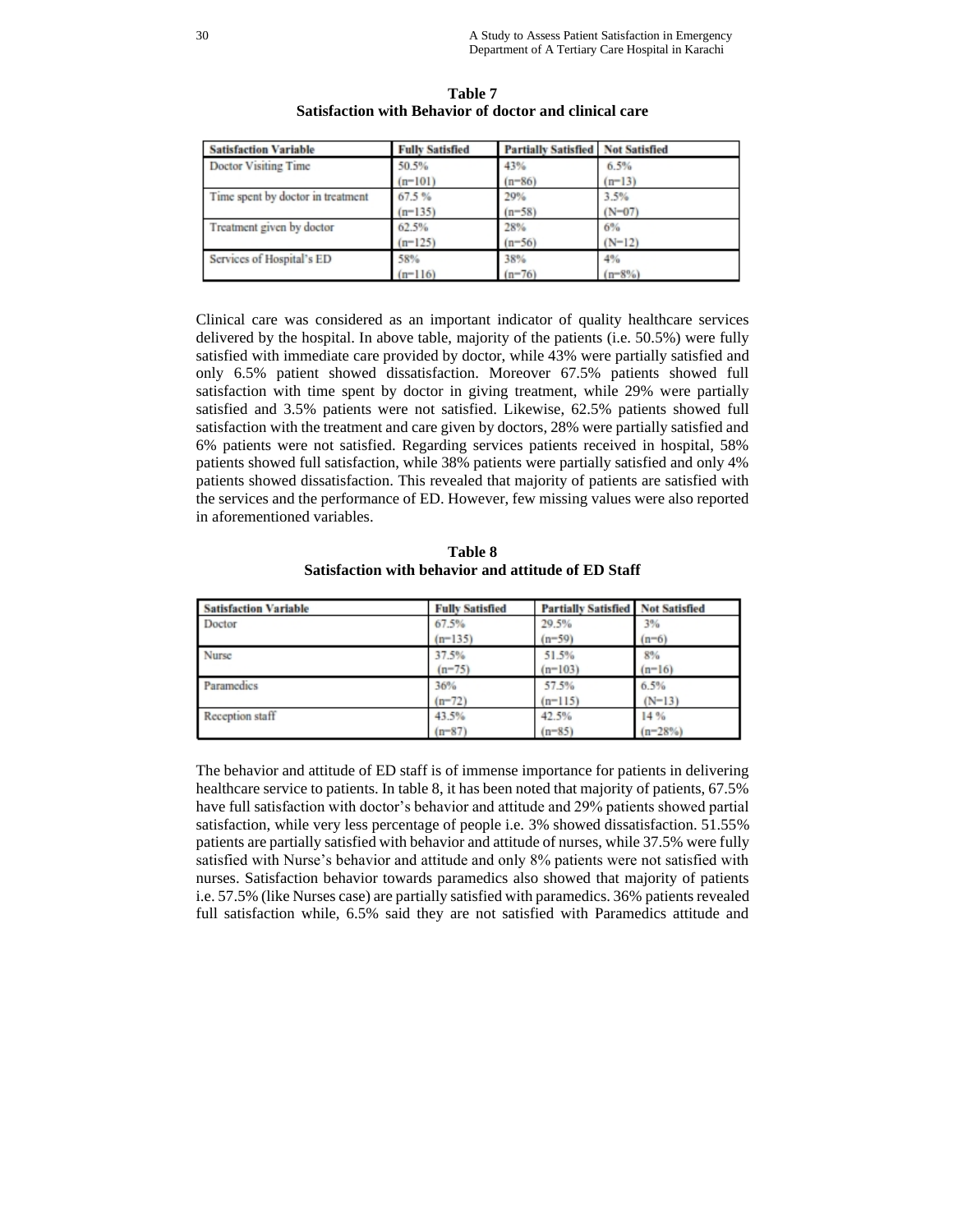**Table 7**
**Satisfaction with Behavior of doctor and clinical care**

| Satisfaction Variable | Fully Satisfied | Partially Satisfied | Not Satisfied |
|---|---|---|---|
| Doctor Visiting Time | 50.5% (n=101) | 43% (n=86) | 6.5% (n=13) |
| Time spent by doctor in treatment | 67.5 % (n=135) | 29% (n=58) | 3.5% (N=07) |
| Treatment given by doctor | 62.5% (n=125) | 28% (n=56) | 6% (N=12) |
| Services of Hospital's ED | 58% (n=116) | 38% (n=76) | 4% (n=8%) |

Clinical care was considered as an important indicator of quality healthcare services delivered by the hospital. In above table, majority of the patients (i.e. 50.5%) were fully satisfied with immediate care provided by doctor, while 43% were partially satisfied and only 6.5% patient showed dissatisfaction. Moreover 67.5% patients showed full satisfaction with time spent by doctor in giving treatment, while 29% were partially satisfied and 3.5% patients were not satisfied. Likewise, 62.5% patients showed full satisfaction with the treatment and care given by doctors, 28% were partially satisfied and 6% patients were not satisfied. Regarding services patients received in hospital, 58% patients showed full satisfaction, while 38% patients were partially satisfied and only 4% patients showed dissatisfaction. This revealed that majority of patients are satisfied with the services and the performance of ED. However, few missing values were also reported in aforementioned variables.

**Table 8**
**Satisfaction with behavior and attitude of ED Staff**

| Satisfaction Variable | Fully Satisfied | Partially Satisfied | Not Satisfied |
|---|---|---|---|
| Doctor | 67.5% (n=135) | 29.5% (n=59) | 3% (n=6) |
| Nurse | 37.5% (n=75) | 51.5% (n=103) | 8% (n=16) |
| Paramedics | 36% (n=72) | 57.5% (n=115) | 6.5% (N=13) |
| Reception staff | 43.5% (n=87) | 42.5% (n=85) | 14 % (n=28%) |

The behavior and attitude of ED staff is of immense importance for patients in delivering healthcare service to patients. In table 8, it has been noted that majority of patients, 67.5% have full satisfaction with doctor's behavior and attitude and 29% patients showed partial satisfaction, while very less percentage of people i.e. 3% showed dissatisfaction. 51.55% patients are partially satisfied with behavior and attitude of nurses, while 37.5% were fully satisfied with Nurse's behavior and attitude and only 8% patients were not satisfied with nurses. Satisfaction behavior towards paramedics also showed that majority of patients i.e. 57.5% (like Nurses case) are partially satisfied with paramedics. 36% patients revealed full satisfaction while, 6.5% said they are not satisfied with Paramedics attitude and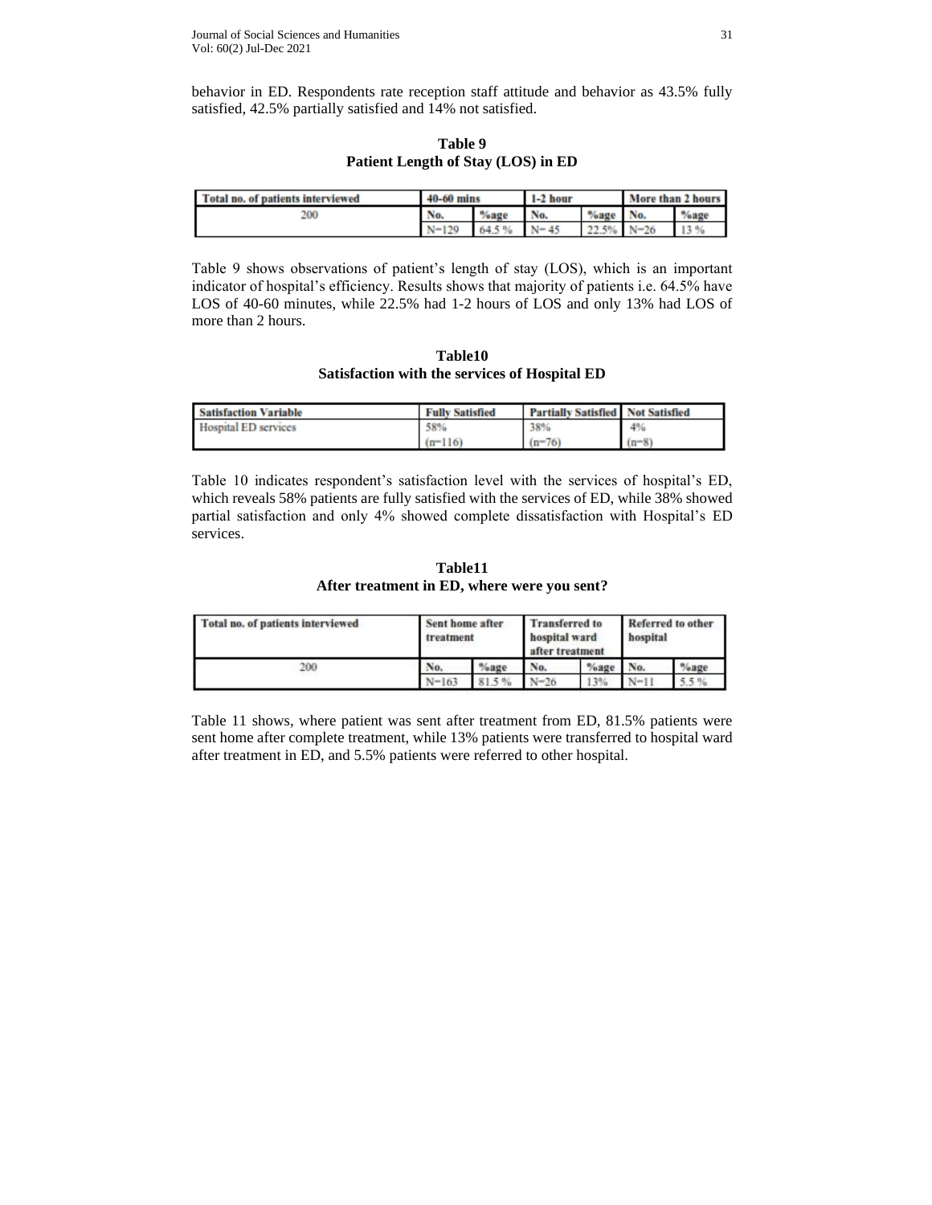behavior in ED. Respondents rate reception staff attitude and behavior as 43.5% fully satisfied, 42.5% partially satisfied and 14% not satisfied.

**Table 9**
**Patient Length of Stay (LOS) in ED**

| Total no. of patients interviewed | 40-60 mins | | 1-2 hour | | More than 2 hours | |
|---|---|---|---|---|---|---|
| 200 | No. | %age | No. | %age | No. | %age |
| | N=129 | 64.5 % | N= 45 | 22.5% | N=26 | 13 % |

Table 9 shows observations of patient's length of stay (LOS), which is an important indicator of hospital's efficiency. Results shows that majority of patients i.e. 64.5% have LOS of 40-60 minutes, while 22.5% had 1-2 hours of LOS and only 13% had LOS of more than 2 hours.

**Table10**
**Satisfaction with the services of Hospital ED**

| Satisfaction Variable | Fully Satisfied | Partially Satisfied | Not Satisfied |
|---|---|---|---|
| Hospital ED services | 58% (n=116) | 38% (n=76) | 4% (n=8) |

Table 10 indicates respondent's satisfaction level with the services of hospital's ED, which reveals 58% patients are fully satisfied with the services of ED, while 38% showed partial satisfaction and only 4% showed complete dissatisfaction with Hospital's ED services.

**Table11**
**After treatment in ED, where were you sent?**

| Total no. of patients interviewed | Sent home after treatment | | Transferred to hospital ward after treatment | | Referred to other hospital | |
|---|---|---|---|---|---|---|
| 200 | No. | %age | No. | %age | No. | %age |
| | N=163 | 81.5 % | N=26 | 13% | N=11 | 5.5 % |

Table 11 shows, where patient was sent after treatment from ED, 81.5% patients were sent home after complete treatment, while 13% patients were transferred to hospital ward after treatment in ED, and 5.5% patients were referred to other hospital.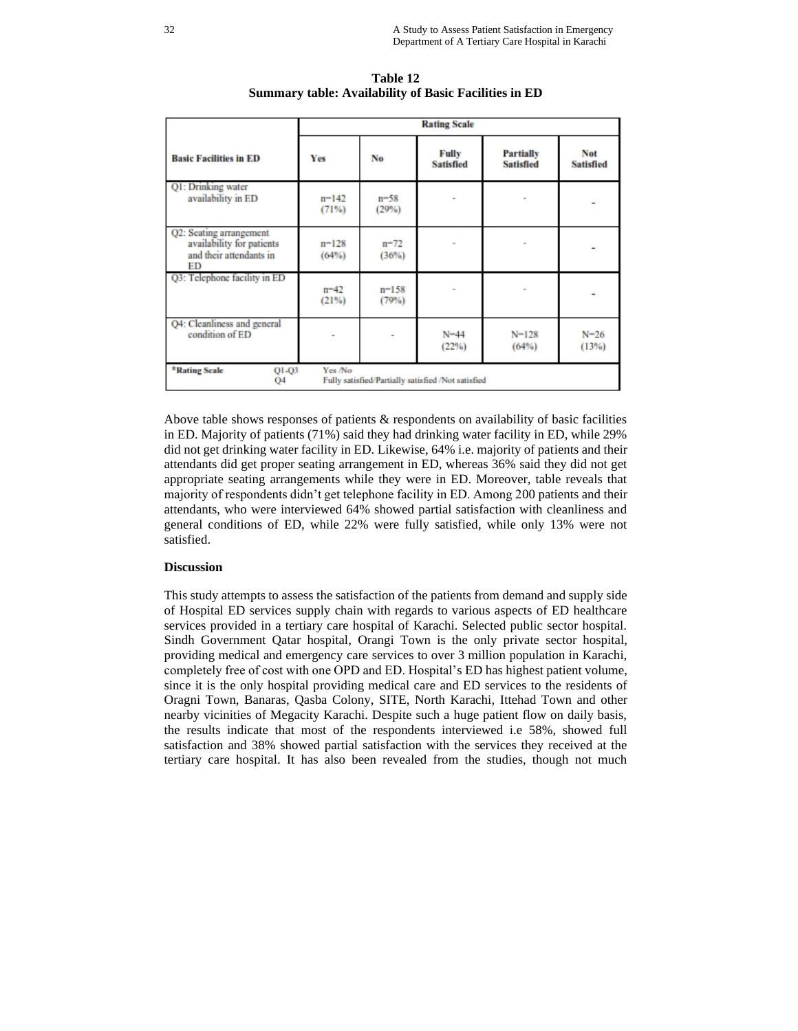**Table 12**
**Summary table: Availability of Basic Facilities in ED**

| Basic Facilities in ED | Rating Scale | | | | |
|---|---|---|---|---|---|
| | Yes | No | Fully Satisfied | Partially Satisfied | Not Satisfied |
| Q1: Drinking water availability in ED | n=142 (71%) | n=58 (29%) | - | - | - |
| Q2: Seating arrangement availability for patients and their attendants in ED | n=128 (64%) | n=72 (36%) | - | - | - |
| Q3: Telephone facility in ED | n=42 (21%) | n=158 (79%) | - | - | - |
| Q4: Cleanliness and general condition of ED | - | - | N=44 (22%) | N=128 (64%) | N=26 (13%) |
| *Rating Scale Q1-Q3 / Q4 | Yes /No / Fully satisfied/Partially satisfied /Not satisfied | | | | |

Above table shows responses of patients & respondents on availability of basic facilities in ED. Majority of patients (71%) said they had drinking water facility in ED, while 29% did not get drinking water facility in ED. Likewise, 64% i.e. majority of patients and their attendants did get proper seating arrangement in ED, whereas 36% said they did not get appropriate seating arrangements while they were in ED. Moreover, table reveals that majority of respondents didn't get telephone facility in ED. Among 200 patients and their attendants, who were interviewed 64% showed partial satisfaction with cleanliness and general conditions of ED, while 22% were fully satisfied, while only 13% were not satisfied.

**Discussion**

This study attempts to assess the satisfaction of the patients from demand and supply side of Hospital ED services supply chain with regards to various aspects of ED healthcare services provided in a tertiary care hospital of Karachi. Selected public sector hospital. Sindh Government Qatar hospital, Orangi Town is the only private sector hospital, providing medical and emergency care services to over 3 million population in Karachi, completely free of cost with one OPD and ED. Hospital's ED has highest patient volume, since it is the only hospital providing medical care and ED services to the residents of Oragni Town, Banaras, Qasba Colony, SITE, North Karachi, Ittehad Town and other nearby vicinities of Megacity Karachi. Despite such a huge patient flow on daily basis, the results indicate that most of the respondents interviewed i.e 58%, showed full satisfaction and 38% showed partial satisfaction with the services they received at the tertiary care hospital. It has also been revealed from the studies, though not much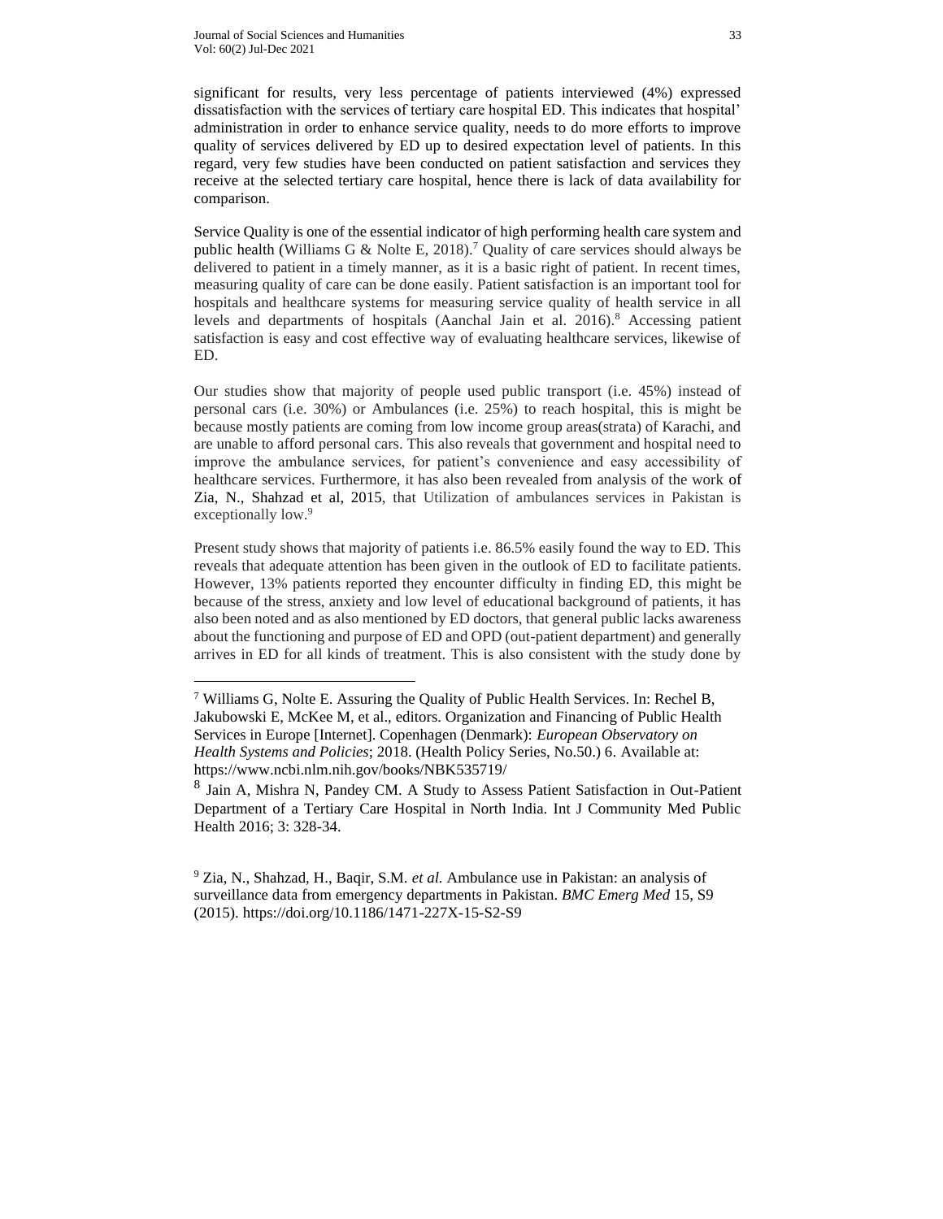significant for results, very less percentage of patients interviewed (4%) expressed dissatisfaction with the services of tertiary care hospital ED. This indicates that hospital' administration in order to enhance service quality, needs to do more efforts to improve quality of services delivered by ED up to desired expectation level of patients. In this regard, very few studies have been conducted on patient satisfaction and services they receive at the selected tertiary care hospital, hence there is lack of data availability for comparison.

Service Quality is one of the essential indicator of high performing health care system and public health (Williams G & Nolte E, 2018).[7] Quality of care services should always be delivered to patient in a timely manner, as it is a basic right of patient. In recent times, measuring quality of care can be done easily. Patient satisfaction is an important tool for hospitals and healthcare systems for measuring service quality of health service in all levels and departments of hospitals (Aanchal Jain et al. 2016).[8] Accessing patient satisfaction is easy and cost effective way of evaluating healthcare services, likewise of ED.

Our studies show that majority of people used public transport (i.e. 45%) instead of personal cars (i.e. 30%) or Ambulances (i.e. 25%) to reach hospital, this is might be because mostly patients are coming from low income group areas(strata) of Karachi, and are unable to afford personal cars. This also reveals that government and hospital need to improve the ambulance services, for patient's convenience and easy accessibility of healthcare services. Furthermore, it has also been revealed from analysis of the work of Zia, N., Shahzad et al, 2015, that Utilization of ambulances services in Pakistan is exceptionally low.[9]

Present study shows that majority of patients i.e. 86.5% easily found the way to ED. This reveals that adequate attention has been given in the outlook of ED to facilitate patients. However, 13% patients reported they encounter difficulty in finding ED, this might be because of the stress, anxiety and low level of educational background of patients, it has also been noted and as also mentioned by ED doctors, that general public lacks awareness about the functioning and purpose of ED and OPD (out-patient department) and generally arrives in ED for all kinds of treatment. This is also consistent with the study done by

---

[7] Williams G, Nolte E. Assuring the Quality of Public Health Services. In: Rechel B, Jakubowski E, McKee M, et al., editors. Organization and Financing of Public Health Services in Europe [Internet]. Copenhagen (Denmark): *European Observatory on Health Systems and Policies*; 2018. (Health Policy Series, No.50.) 6. Available at: https://www.ncbi.nlm.nih.gov/books/NBK535719/

[8] Jain A, Mishra N, Pandey CM. A Study to Assess Patient Satisfaction in Out-Patient Department of a Tertiary Care Hospital in North India. Int J Community Med Public Health 2016; 3: 328-34.

[9] Zia, N., Shahzad, H., Baqir, S.M. *et al.* Ambulance use in Pakistan: an analysis of surveillance data from emergency departments in Pakistan. *BMC Emerg Med* 15, S9 (2015). https://doi.org/10.1186/1471-227X-15-S2-S9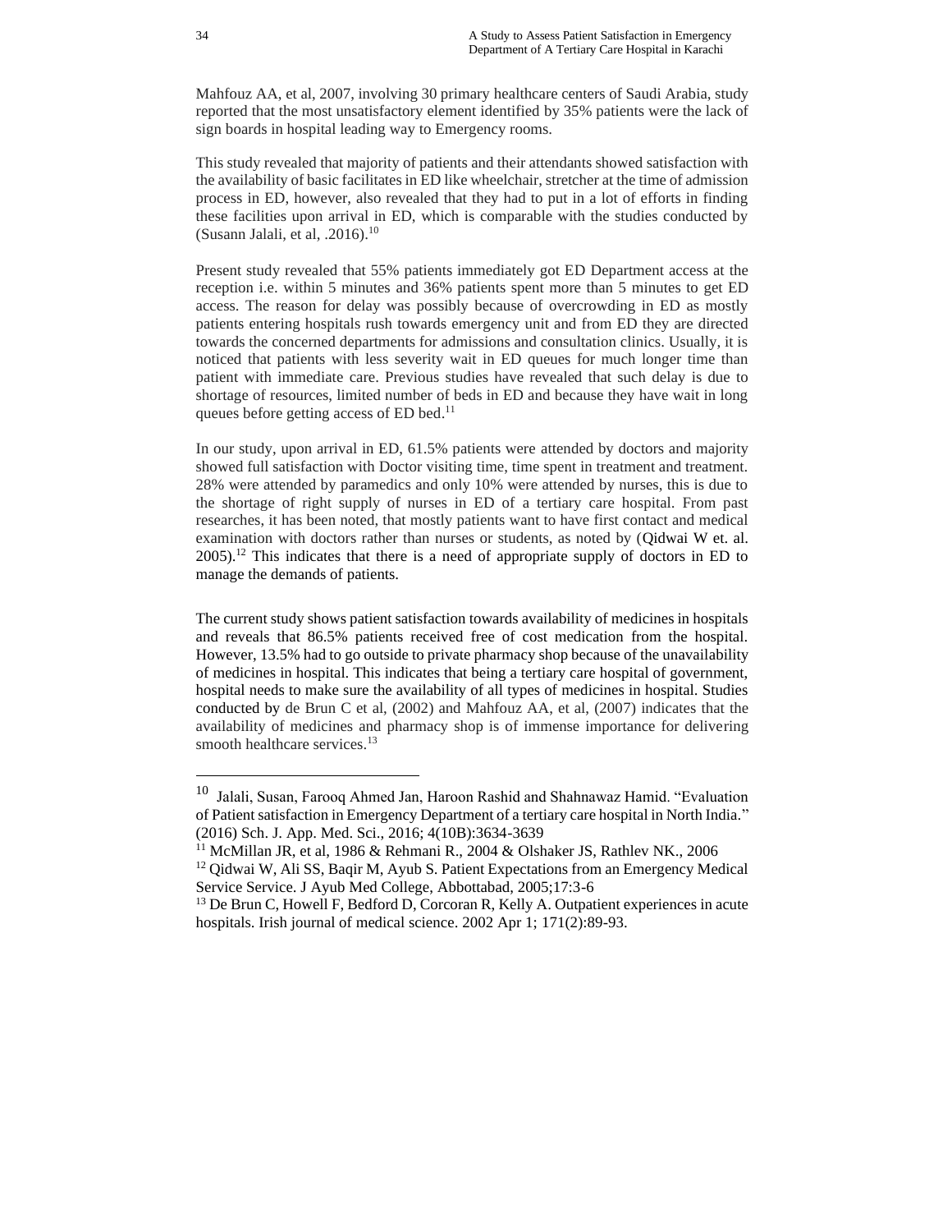Mahfouz AA, et al, 2007, involving 30 primary healthcare centers of Saudi Arabia, study reported that the most unsatisfactory element identified by 35% patients were the lack of sign boards in hospital leading way to Emergency rooms.

This study revealed that majority of patients and their attendants showed satisfaction with the availability of basic facilitates in ED like wheelchair, stretcher at the time of admission process in ED, however, also revealed that they had to put in a lot of efforts in finding these facilities upon arrival in ED, which is comparable with the studies conducted by (Susann Jalali, et al, .2016).[10]

Present study revealed that 55% patients immediately got ED Department access at the reception i.e. within 5 minutes and 36% patients spent more than 5 minutes to get ED access. The reason for delay was possibly because of overcrowding in ED as mostly patients entering hospitals rush towards emergency unit and from ED they are directed towards the concerned departments for admissions and consultation clinics. Usually, it is noticed that patients with less severity wait in ED queues for much longer time than patient with immediate care. Previous studies have revealed that such delay is due to shortage of resources, limited number of beds in ED and because they have wait in long queues before getting access of ED bed.[11]

In our study, upon arrival in ED, 61.5% patients were attended by doctors and majority showed full satisfaction with Doctor visiting time, time spent in treatment and treatment. 28% were attended by paramedics and only 10% were attended by nurses, this is due to the shortage of right supply of nurses in ED of a tertiary care hospital. From past researches, it has been noted, that mostly patients want to have first contact and medical examination with doctors rather than nurses or students, as noted by (Qidwai W et. al. 2005).[12] This indicates that there is a need of appropriate supply of doctors in ED to manage the demands of patients.

The current study shows patient satisfaction towards availability of medicines in hospitals and reveals that 86.5% patients received free of cost medication from the hospital. However, 13.5% had to go outside to private pharmacy shop because of the unavailability of medicines in hospital. This indicates that being a tertiary care hospital of government, hospital needs to make sure the availability of all types of medicines in hospital. Studies conducted by de Brun C et al, (2002) and Mahfouz AA, et al, (2007) indicates that the availability of medicines and pharmacy shop is of immense importance for delivering smooth healthcare services.[13]

---

[10] Jalali, Susan, Farooq Ahmed Jan, Haroon Rashid and Shahnawaz Hamid. "Evaluation of Patient satisfaction in Emergency Department of a tertiary care hospital in North India." (2016) Sch. J. App. Med. Sci., 2016; 4(10B):3634-3639

[11] McMillan JR, et al, 1986 & Rehmani R., 2004 & Olshaker JS, Rathlev NK., 2006

[12] Qidwai W, Ali SS, Baqir M, Ayub S. Patient Expectations from an Emergency Medical Service Service. J Ayub Med College, Abbottabad, 2005;17:3-6

[13] De Brun C, Howell F, Bedford D, Corcoran R, Kelly A. Outpatient experiences in acute hospitals. Irish journal of medical science. 2002 Apr 1; 171(2):89-93.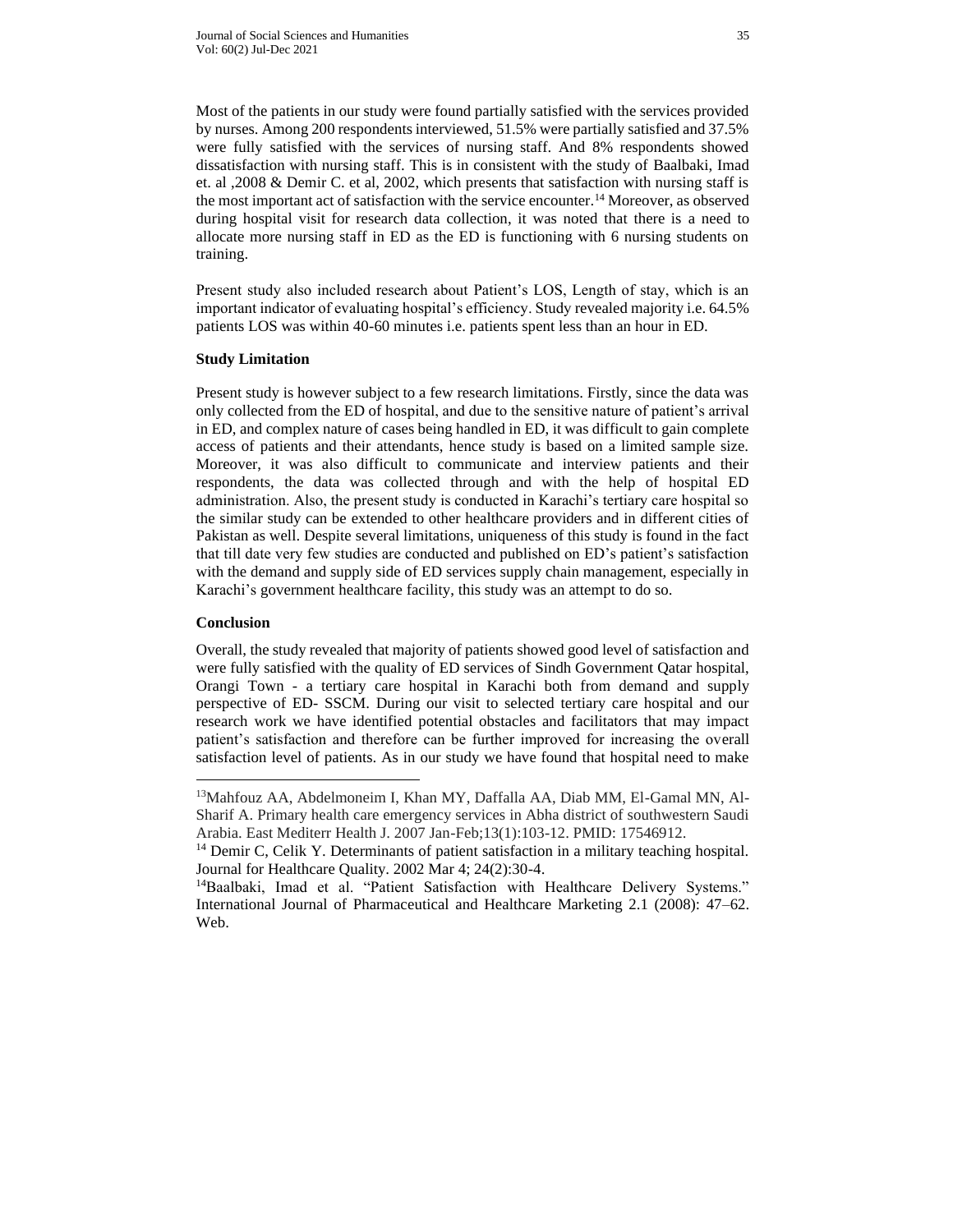Most of the patients in our study were found partially satisfied with the services provided by nurses. Among 200 respondents interviewed, 51.5% were partially satisfied and 37.5% were fully satisfied with the services of nursing staff. And 8% respondents showed dissatisfaction with nursing staff. This is in consistent with the study of Baalbaki, Imad et. al ,2008 & Demir C. et al, 2002, which presents that satisfaction with nursing staff is the most important act of satisfaction with the service encounter.[14] Moreover, as observed during hospital visit for research data collection, it was noted that there is a need to allocate more nursing staff in ED as the ED is functioning with 6 nursing students on training.

Present study also included research about Patient's LOS, Length of stay, which is an important indicator of evaluating hospital's efficiency. Study revealed majority i.e. 64.5% patients LOS was within 40-60 minutes i.e. patients spent less than an hour in ED.

**Study Limitation**

Present study is however subject to a few research limitations. Firstly, since the data was only collected from the ED of hospital, and due to the sensitive nature of patient's arrival in ED, and complex nature of cases being handled in ED, it was difficult to gain complete access of patients and their attendants, hence study is based on a limited sample size. Moreover, it was also difficult to communicate and interview patients and their respondents, the data was collected through and with the help of hospital ED administration. Also, the present study is conducted in Karachi's tertiary care hospital so the similar study can be extended to other healthcare providers and in different cities of Pakistan as well. Despite several limitations, uniqueness of this study is found in the fact that till date very few studies are conducted and published on ED's patient's satisfaction with the demand and supply side of ED services supply chain management, especially in Karachi's government healthcare facility, this study was an attempt to do so.

**Conclusion**

Overall, the study revealed that majority of patients showed good level of satisfaction and were fully satisfied with the quality of ED services of Sindh Government Qatar hospital, Orangi Town - a tertiary care hospital in Karachi both from demand and supply perspective of ED- SSCM. During our visit to selected tertiary care hospital and our research work we have identified potential obstacles and facilitators that may impact patient's satisfaction and therefore can be further improved for increasing the overall satisfaction level of patients. As in our study we have found that hospital need to make

---

[13]Mahfouz AA, Abdelmoneim I, Khan MY, Daffalla AA, Diab MM, El-Gamal MN, Al-Sharif A. Primary health care emergency services in Abha district of southwestern Saudi Arabia. East Mediterr Health J. 2007 Jan-Feb;13(1):103-12. PMID: 17546912.

[14] Demir C, Celik Y. Determinants of patient satisfaction in a military teaching hospital. Journal for Healthcare Quality. 2002 Mar 4; 24(2):30-4.

[14]Baalbaki, Imad et al. "Patient Satisfaction with Healthcare Delivery Systems." International Journal of Pharmaceutical and Healthcare Marketing 2.1 (2008): 47–62. Web.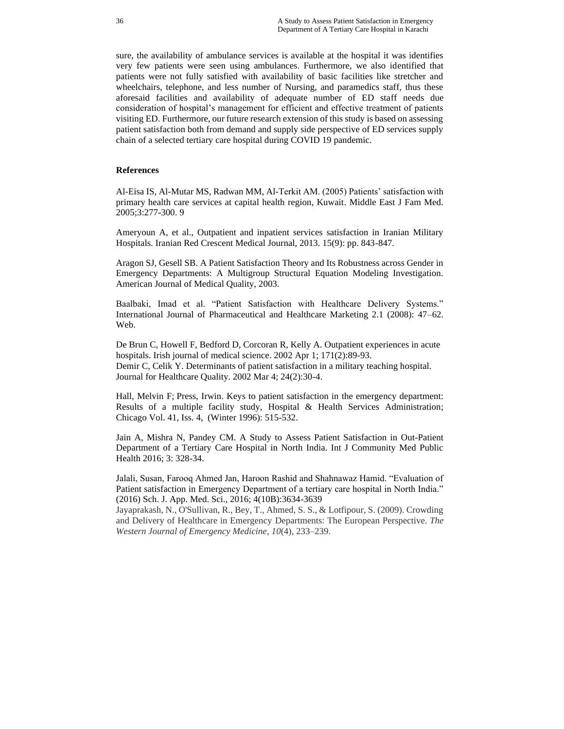sure, the availability of ambulance services is available at the hospital it was identifies very few patients were seen using ambulances. Furthermore, we also identified that patients were not fully satisfied with availability of basic facilities like stretcher and wheelchairs, telephone, and less number of Nursing, and paramedics staff, thus these aforesaid facilities and availability of adequate number of ED staff needs due consideration of hospital's management for efficient and effective treatment of patients visiting ED. Furthermore, our future research extension of this study is based on assessing patient satisfaction both from demand and supply side perspective of ED services supply chain of a selected tertiary care hospital during COVID 19 pandemic.

**References**

Al-Eisa IS, Al-Mutar MS, Radwan MM, Al-Terkit AM. (2005) Patients' satisfaction with primary health care services at capital health region, Kuwait. Middle East J Fam Med. 2005;3:277-300. 9

Ameryoun A, et al., Outpatient and inpatient services satisfaction in Iranian Military Hospitals. Iranian Red Crescent Medical Journal, 2013. 15(9): pp. 843-847.

Aragon SJ, Gesell SB. A Patient Satisfaction Theory and Its Robustness across Gender in Emergency Departments: A Multigroup Structural Equation Modeling Investigation. American Journal of Medical Quality, 2003.

Baalbaki, Imad et al. "Patient Satisfaction with Healthcare Delivery Systems." International Journal of Pharmaceutical and Healthcare Marketing 2.1 (2008): 47–62. Web.

De Brun C, Howell F, Bedford D, Corcoran R, Kelly A. Outpatient experiences in acute hospitals. Irish journal of medical science. 2002 Apr 1; 171(2):89-93.
Demir C, Celik Y. Determinants of patient satisfaction in a military teaching hospital. Journal for Healthcare Quality. 2002 Mar 4; 24(2):30-4.

Hall, Melvin F; Press, Irwin. Keys to patient satisfaction in the emergency department: Results of a multiple facility study, Hospital & Health Services Administration; Chicago Vol. 41, Iss. 4, (Winter 1996): 515-532.

Jain A, Mishra N, Pandey CM. A Study to Assess Patient Satisfaction in Out-Patient Department of a Tertiary Care Hospital in North India. Int J Community Med Public Health 2016; 3: 328-34.

Jalali, Susan, Farooq Ahmed Jan, Haroon Rashid and Shahnawaz Hamid. "Evaluation of Patient satisfaction in Emergency Department of a tertiary care hospital in North India." (2016) Sch. J. App. Med. Sci., 2016; 4(10B):3634-3639
Jayaprakash, N., O'Sullivan, R., Bey, T., Ahmed, S. S., & Lotfipour, S. (2009). Crowding and Delivery of Healthcare in Emergency Departments: The European Perspective. *The Western Journal of Emergency Medicine*, *10*(4), 233–239.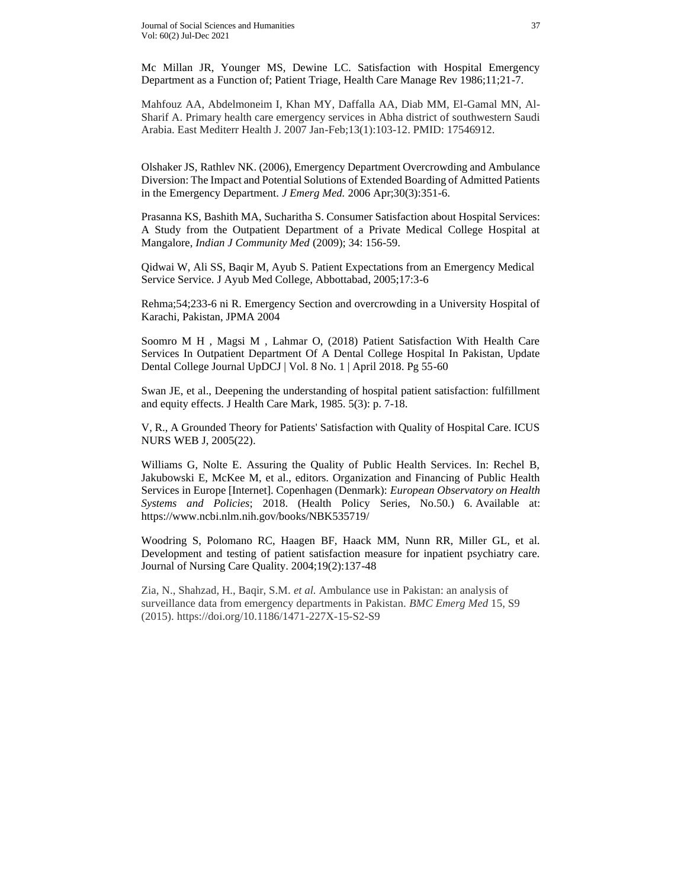Mc Millan JR, Younger MS, Dewine LC. Satisfaction with Hospital Emergency Department as a Function of; Patient Triage, Health Care Manage Rev 1986;11;21-7.

Mahfouz AA, Abdelmoneim I, Khan MY, Daffalla AA, Diab MM, El-Gamal MN, Al-Sharif A. Primary health care emergency services in Abha district of southwestern Saudi Arabia. East Mediterr Health J. 2007 Jan-Feb;13(1):103-12. PMID: 17546912.

Olshaker JS, Rathlev NK. (2006), Emergency Department Overcrowding and Ambulance Diversion: The Impact and Potential Solutions of Extended Boarding of Admitted Patients in the Emergency Department. *J Emerg Med.* 2006 Apr;30(3):351-6.

Prasanna KS, Bashith MA, Sucharitha S. Consumer Satisfaction about Hospital Services: A Study from the Outpatient Department of a Private Medical College Hospital at Mangalore, *Indian J Community Med* (2009); 34: 156-59.

Qidwai W, Ali SS, Baqir M, Ayub S. Patient Expectations from an Emergency Medical Service Service. J Ayub Med College, Abbottabad, 2005;17:3-6

Rehma;54;233-6 ni R. Emergency Section and overcrowding in a University Hospital of Karachi, Pakistan, JPMA 2004

Soomro M H , Magsi M , Lahmar O, (2018) Patient Satisfaction With Health Care Services In Outpatient Department Of A Dental College Hospital In Pakistan, Update Dental College Journal UpDCJ | Vol. 8 No. 1 | April 2018. Pg 55-60

Swan JE, et al., Deepening the understanding of hospital patient satisfaction: fulfillment and equity effects. J Health Care Mark, 1985. 5(3): p. 7-18.

V, R., A Grounded Theory for Patients' Satisfaction with Quality of Hospital Care. ICUS NURS WEB J, 2005(22).

Williams G, Nolte E. Assuring the Quality of Public Health Services. In: Rechel B, Jakubowski E, McKee M, et al., editors. Organization and Financing of Public Health Services in Europe [Internet]. Copenhagen (Denmark): *European Observatory on Health Systems and Policies*; 2018. (Health Policy Series, No.50.) 6. Available at: https://www.ncbi.nlm.nih.gov/books/NBK535719/

Woodring S, Polomano RC, Haagen BF, Haack MM, Nunn RR, Miller GL, et al. Development and testing of patient satisfaction measure for inpatient psychiatry care. Journal of Nursing Care Quality. 2004;19(2):137-48

Zia, N., Shahzad, H., Baqir, S.M. *et al.* Ambulance use in Pakistan: an analysis of surveillance data from emergency departments in Pakistan. *BMC Emerg Med* 15, S9 (2015). https://doi.org/10.1186/1471-227X-15-S2-S9